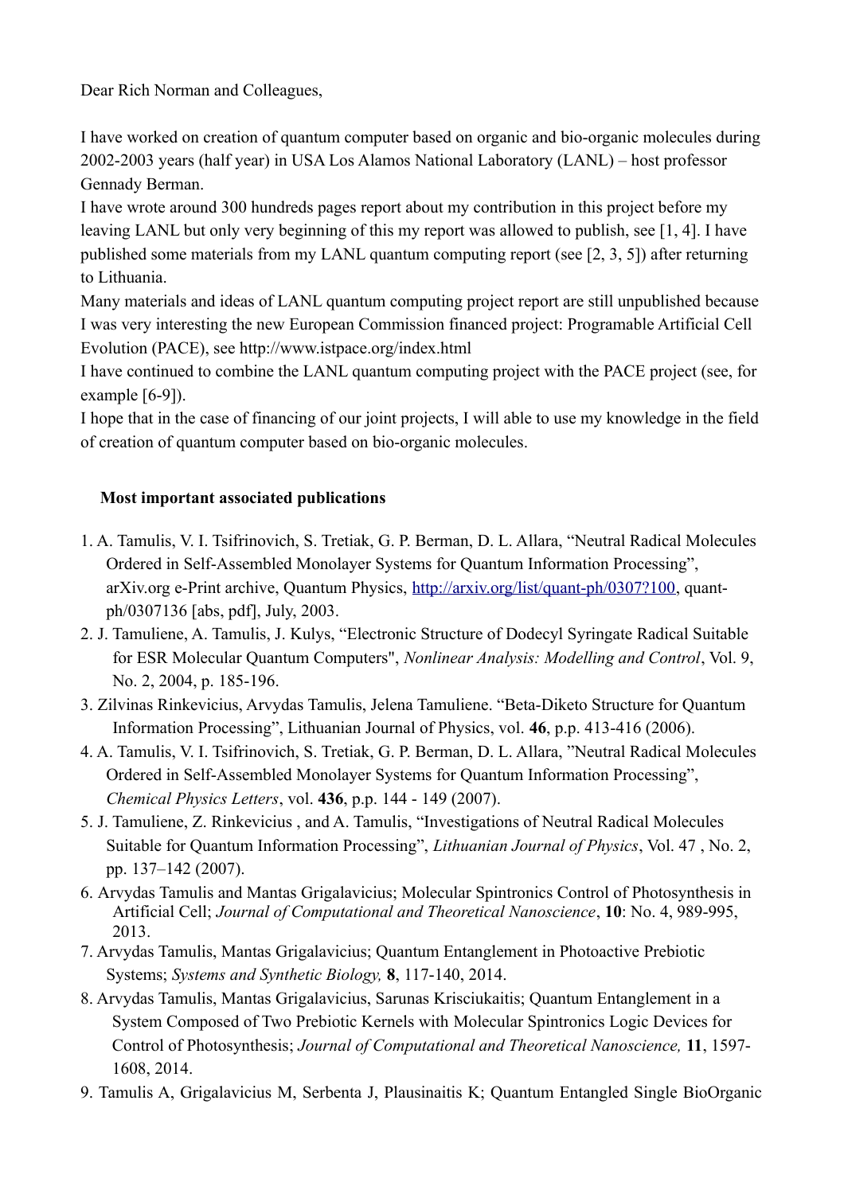Dear Rich Norman and Colleagues,

I have worked on creation of quantum computer based on organic and bio-organic molecules during 2002-2003 years (half year) in USA Los Alamos National Laboratory (LANL) – host professor Gennady Berman.

I have wrote around 300 hundreds pages report about my contribution in this project before my leaving LANL but only very beginning of this my report was allowed to publish, see [1, 4]. I have published some materials from my LANL quantum computing report (see [2, 3, 5]) after returning to Lithuania.

Many materials and ideas of LANL quantum computing project report are still unpublished because I was very interesting the new European Commission financed project: Programable Artificial Cell Evolution (PACE), see http://www.istpace.org/index.html

I have continued to combine the LANL quantum computing project with the PACE project (see, for example [6-9]).

I hope that in the case of financing of our joint projects, I will able to use my knowledge in the field of creation of quantum computer based on bio-organic molecules.

**Most important associated publications**

1. A. Tamulis, V. I. Tsifrinovich, S. Tretiak, G. P. Berman, D. L. Allara, "Neutral Radical Molecules Ordered in Self-Assembled Monolayer Systems for Quantum Information Processing", arXiv.org e-Print archive, Quantum Physics, http://arxiv.org/list/quant-ph/0307?100, quant-ph/0307136 [abs, pdf], July, 2003.
2. J. Tamuliene, A. Tamulis, J. Kulys, "Electronic Structure of Dodecyl Syringate Radical Suitable for ESR Molecular Quantum Computers", *Nonlinear Analysis: Modelling and Control*, Vol. 9, No. 2, 2004, p. 185-196.
3. Zilvinas Rinkevicius, Arvydas Tamulis, Jelena Tamuliene. "Beta-Diketo Structure for Quantum Information Processing", Lithuanian Journal of Physics, vol. **46**, p.p. 413-416 (2006).
4. A. Tamulis, V. I. Tsifrinovich, S. Tretiak, G. P. Berman, D. L. Allara, "Neutral Radical Molecules Ordered in Self-Assembled Monolayer Systems for Quantum Information Processing", *Chemical Physics Letters*, vol. **436**, p.p. 144 - 149 (2007).
5. J. Tamuliene, Z. Rinkevicius , and A. Tamulis, "Investigations of Neutral Radical Molecules Suitable for Quantum Information Processing", *Lithuanian Journal of Physics*, Vol. 47 , No. 2, pp. 137–142 (2007).
6. Arvydas Tamulis and Mantas Grigalavicius; Molecular Spintronics Control of Photosynthesis in Artificial Cell; *Journal of Computational and Theoretical Nanoscience*, **10**: No. 4, 989-995, 2013.
7. Arvydas Tamulis, Mantas Grigalavicius; Quantum Entanglement in Photoactive Prebiotic Systems; *Systems and Synthetic Biology,* **8**, 117-140, 2014.
8. Arvydas Tamulis, Mantas Grigalavicius, Sarunas Krisciukaitis; Quantum Entanglement in a System Composed of Two Prebiotic Kernels with Molecular Spintronics Logic Devices for Control of Photosynthesis; *Journal of Computational and Theoretical Nanoscience,* **11**, 1597-1608, 2014.
9. Tamulis A, Grigalavicius M, Serbenta J, Plausinaitis K; Quantum Entangled Single BioOrganic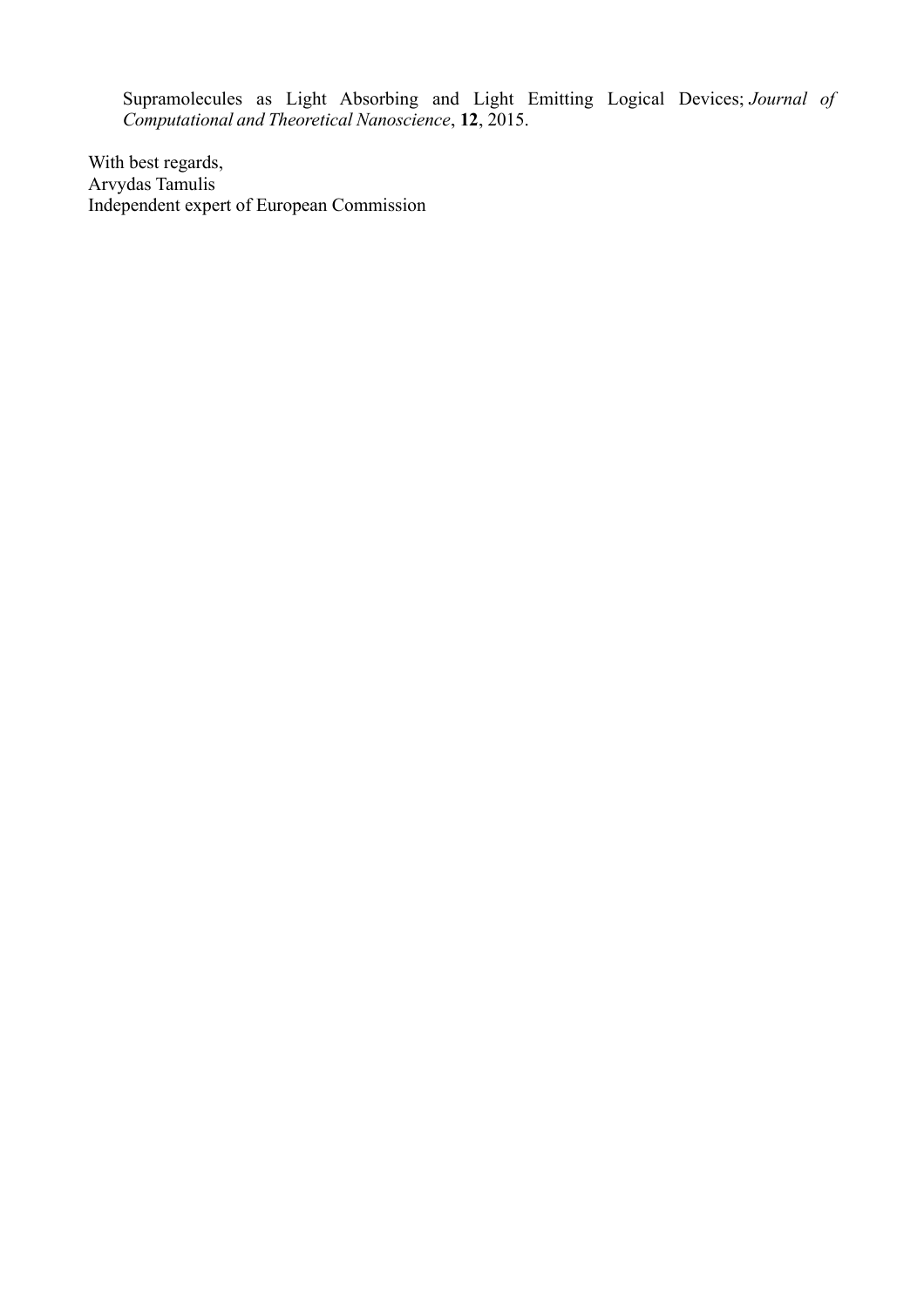Supramolecules as Light Absorbing and Light Emitting Logical Devices; *Journal of Computational and Theoretical Nanoscience*, **12**, 2015.

With best regards,
Arvydas Tamulis
Independent expert of European Commission